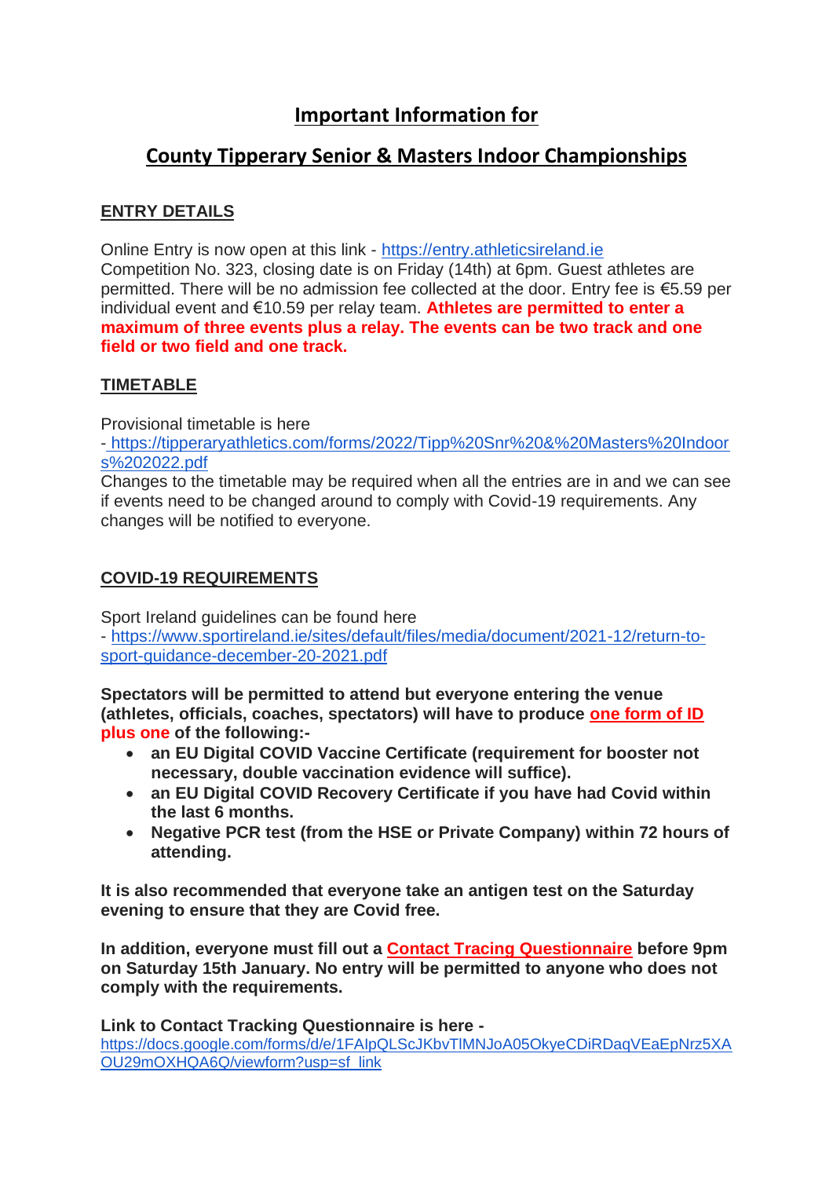# Important Information for

# County Tipperary Senior & Masters Indoor Championships

## ENTRY DETAILS

Online Entry is now open at this link - https://entry.athleticsireland.ie
Competition No. 323, closing date is on Friday (14th) at 6pm. Guest athletes are permitted. There will be no admission fee collected at the door. Entry fee is €5.59 per individual event and €10.59 per relay team. **Athletes are permitted to enter a maximum of three events plus a relay. The events can be two track and one field or two field and one track.**

## TIMETABLE

Provisional timetable is here
- https://tipperaryathletics.com/forms/2022/Tipp%20Snr%20&%20Masters%20Indoors%202022.pdf
Changes to the timetable may be required when all the entries are in and we can see if events need to be changed around to comply with Covid-19 requirements. Any changes will be notified to everyone.

## COVID-19 REQUIREMENTS

Sport Ireland guidelines can be found here
- https://www.sportireland.ie/sites/default/files/media/document/2021-12/return-to-sport-guidance-december-20-2021.pdf

**Spectators will be permitted to attend but everyone entering the venue (athletes, officials, coaches, spectators) will have to produce one form of ID plus one of the following:-**

- **an EU Digital COVID Vaccine Certificate (requirement for booster not necessary, double vaccination evidence will suffice).**
- **an EU Digital COVID Recovery Certificate if you have had Covid within the last 6 months.**
- **Negative PCR test (from the HSE or Private Company) within 72 hours of attending.**

**It is also recommended that everyone take an antigen test on the Saturday evening to ensure that they are Covid free.**

**In addition, everyone must fill out a Contact Tracing Questionnaire before 9pm on Saturday 15th January. No entry will be permitted to anyone who does not comply with the requirements.**

**Link to Contact Tracking Questionnaire is here -**
https://docs.google.com/forms/d/e/1FAIpQLScJKbvTlMNJoA05OkyeCDiRDaqVEaEpNrz5XAOU29mOXHQA6Q/viewform?usp=sf_link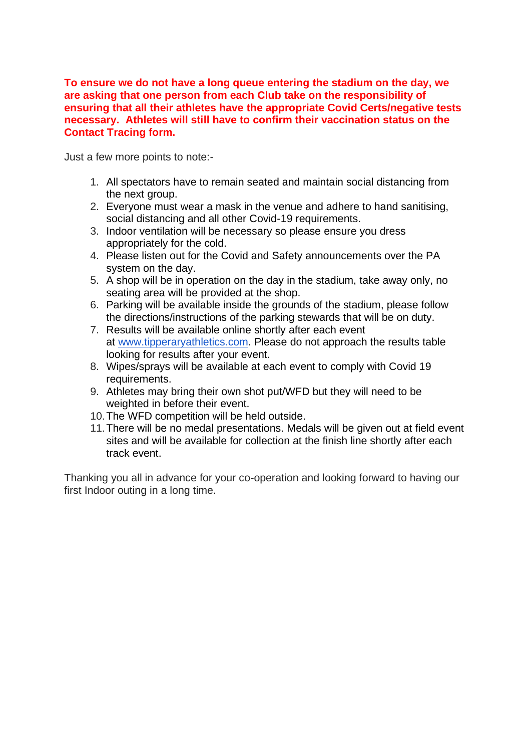**To ensure we do not have a long queue entering the stadium on the day, we are asking that one person from each Club take on the responsibility of ensuring that all their athletes have the appropriate Covid Certs/negative tests necessary. Athletes will still have to confirm their vaccination status on the Contact Tracing form.**

Just a few more points to note:-

1. All spectators have to remain seated and maintain social distancing from the next group.
2. Everyone must wear a mask in the venue and adhere to hand sanitising, social distancing and all other Covid-19 requirements.
3. Indoor ventilation will be necessary so please ensure you dress appropriately for the cold.
4. Please listen out for the Covid and Safety announcements over the PA system on the day.
5. A shop will be in operation on the day in the stadium, take away only, no seating area will be provided at the shop.
6. Parking will be available inside the grounds of the stadium, please follow the directions/instructions of the parking stewards that will be on duty.
7. Results will be available online shortly after each event at [www.tipperaryathletics.com](http://www.tipperaryathletics.com). Please do not approach the results table looking for results after your event.
8. Wipes/sprays will be available at each event to comply with Covid 19 requirements.
9. Athletes may bring their own shot put/WFD but they will need to be weighted in before their event.
10. The WFD competition will be held outside.
11. There will be no medal presentations. Medals will be given out at field event sites and will be available for collection at the finish line shortly after each track event.

Thanking you all in advance for your co-operation and looking forward to having our first Indoor outing in a long time.